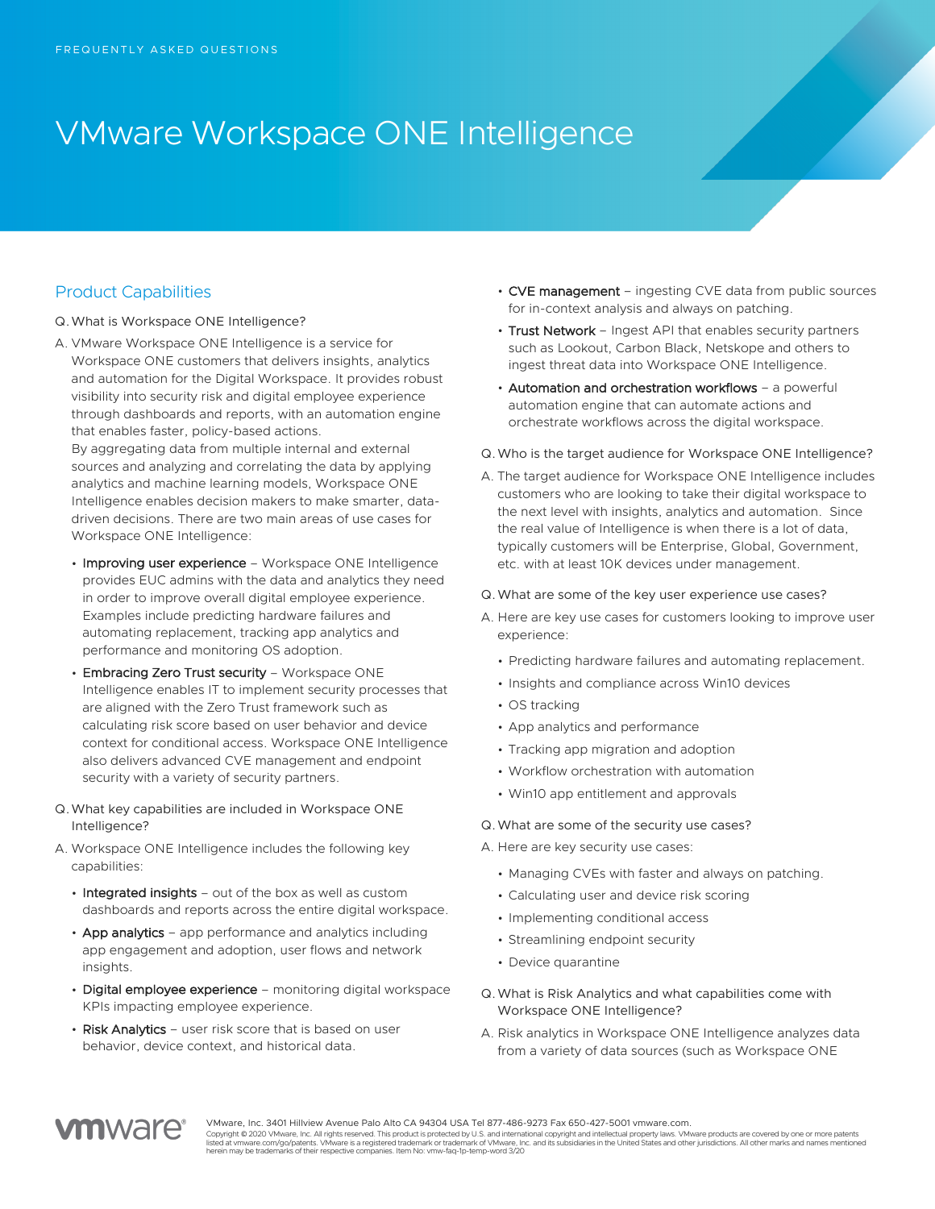FREQUENTLY ASKED QUESTIONS

# VMware Workspace ONE Intelligence

## Product Capabilities

Q. What is Workspace ONE Intelligence?

A. VMware Workspace ONE Intelligence is a service for Workspace ONE customers that delivers insights, analytics and automation for the Digital Workspace. It provides robust visibility into security risk and digital employee experience through dashboards and reports, with an automation engine that enables faster, policy-based actions.
By aggregating data from multiple internal and external sources and analyzing and correlating the data by applying analytics and machine learning models, Workspace ONE Intelligence enables decision makers to make smarter, data-driven decisions. There are two main areas of use cases for Workspace ONE Intelligence:

- **Improving user experience** – Workspace ONE Intelligence provides EUC admins with the data and analytics they need in order to improve overall digital employee experience. Examples include predicting hardware failures and automating replacement, tracking app analytics and performance and monitoring OS adoption.
- **Embracing Zero Trust security** – Workspace ONE Intelligence enables IT to implement security processes that are aligned with the Zero Trust framework such as calculating risk score based on user behavior and device context for conditional access. Workspace ONE Intelligence also delivers advanced CVE management and endpoint security with a variety of security partners.

Q. What key capabilities are included in Workspace ONE Intelligence?

A. Workspace ONE Intelligence includes the following key capabilities:

- **Integrated insights** – out of the box as well as custom dashboards and reports across the entire digital workspace.
- **App analytics** – app performance and analytics including app engagement and adoption, user flows and network insights.
- **Digital employee experience** – monitoring digital workspace KPIs impacting employee experience.
- **Risk Analytics** – user risk score that is based on user behavior, device context, and historical data.
- **CVE management** – ingesting CVE data from public sources for in-context analysis and always on patching.
- **Trust Network** – Ingest API that enables security partners such as Lookout, Carbon Black, Netskope and others to ingest threat data into Workspace ONE Intelligence.
- **Automation and orchestration workflows** – a powerful automation engine that can automate actions and orchestrate workflows across the digital workspace.

Q. Who is the target audience for Workspace ONE Intelligence?

A. The target audience for Workspace ONE Intelligence includes customers who are looking to take their digital workspace to the next level with insights, analytics and automation. Since the real value of Intelligence is when there is a lot of data, typically customers will be Enterprise, Global, Government, etc. with at least 10K devices under management.

Q. What are some of the key user experience use cases?

A. Here are key use cases for customers looking to improve user experience:

- Predicting hardware failures and automating replacement.
- Insights and compliance across Win10 devices
- OS tracking
- App analytics and performance
- Tracking app migration and adoption
- Workflow orchestration with automation
- Win10 app entitlement and approvals

Q. What are some of the security use cases?

A. Here are key security use cases:

- Managing CVEs with faster and always on patching.
- Calculating user and device risk scoring
- Implementing conditional access
- Streamlining endpoint security
- Device quarantine

Q. What is Risk Analytics and what capabilities come with Workspace ONE Intelligence?

A. Risk analytics in Workspace ONE Intelligence analyzes data from a variety of data sources (such as Workspace ONE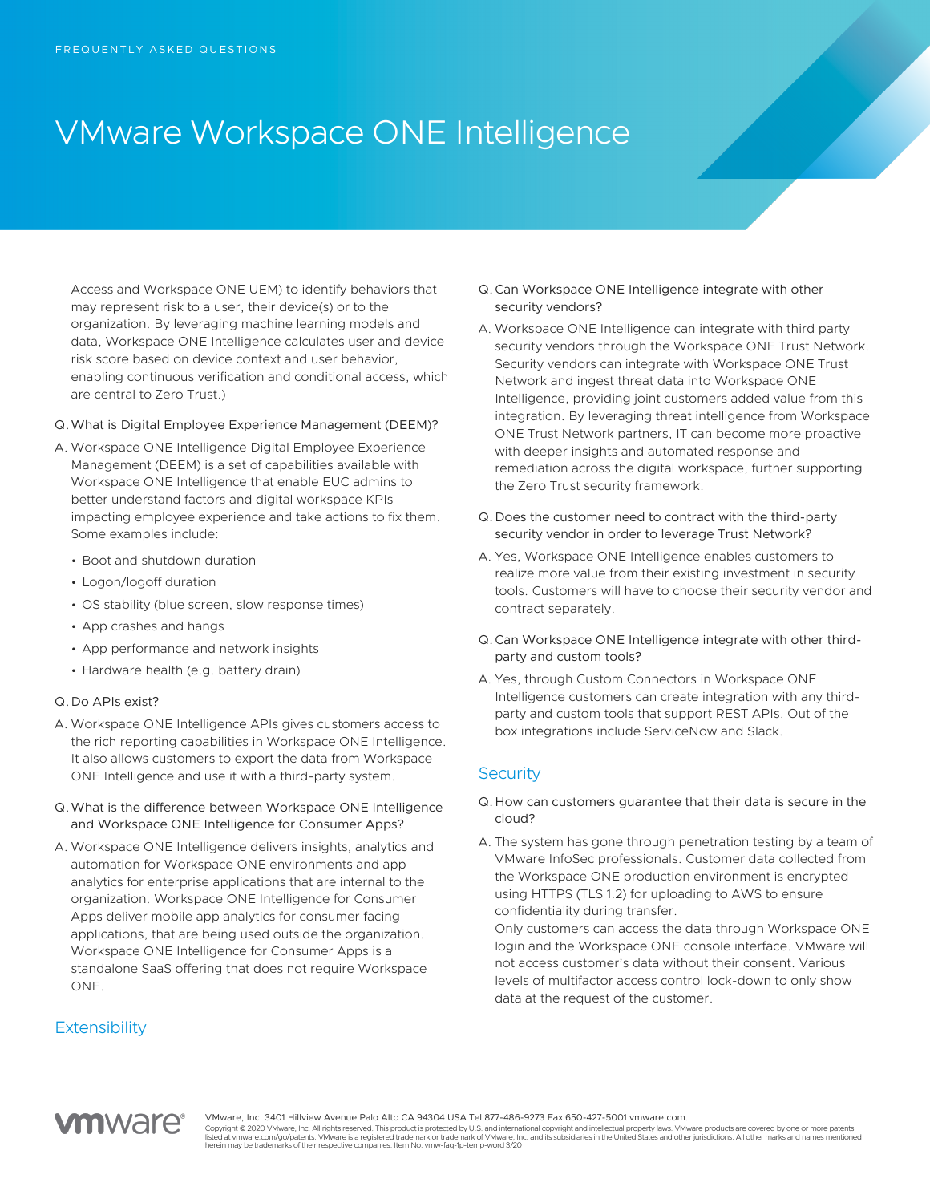Access and Workspace ONE UEM) to identify behaviors that may represent risk to a user, their device(s) or to the organization. By leveraging machine learning models and data, Workspace ONE Intelligence calculates user and device risk score based on device context and user behavior, enabling continuous verification and conditional access, which are central to Zero Trust.)

Q. What is Digital Employee Experience Management (DEEM)?

A. Workspace ONE Intelligence Digital Employee Experience Management (DEEM) is a set of capabilities available with Workspace ONE Intelligence that enable EUC admins to better understand factors and digital workspace KPIs impacting employee experience and take actions to fix them. Some examples include:

- Boot and shutdown duration
- Logon/logoff duration
- OS stability (blue screen, slow response times)
- App crashes and hangs
- App performance and network insights
- Hardware health (e.g. battery drain)

Q. Do APIs exist?

A. Workspace ONE Intelligence APIs gives customers access to the rich reporting capabilities in Workspace ONE Intelligence. It also allows customers to export the data from Workspace ONE Intelligence and use it with a third-party system.

Q. What is the difference between Workspace ONE Intelligence and Workspace ONE Intelligence for Consumer Apps?

A. Workspace ONE Intelligence delivers insights, analytics and automation for Workspace ONE environments and app analytics for enterprise applications that are internal to the organization. Workspace ONE Intelligence for Consumer Apps deliver mobile app analytics for consumer facing applications, that are being used outside the organization. Workspace ONE Intelligence for Consumer Apps is a standalone SaaS offering that does not require Workspace ONE.

## Extensibility

Q. Can Workspace ONE Intelligence integrate with other security vendors?

A. Workspace ONE Intelligence can integrate with third party security vendors through the Workspace ONE Trust Network. Security vendors can integrate with Workspace ONE Trust Network and ingest threat data into Workspace ONE Intelligence, providing joint customers added value from this integration. By leveraging threat intelligence from Workspace ONE Trust Network partners, IT can become more proactive with deeper insights and automated response and remediation across the digital workspace, further supporting the Zero Trust security framework.

Q. Does the customer need to contract with the third-party security vendor in order to leverage Trust Network?

A. Yes, Workspace ONE Intelligence enables customers to realize more value from their existing investment in security tools. Customers will have to choose their security vendor and contract separately.

Q. Can Workspace ONE Intelligence integrate with other third-party and custom tools?

A. Yes, through Custom Connectors in Workspace ONE Intelligence customers can create integration with any third-party and custom tools that support REST APIs. Out of the box integrations include ServiceNow and Slack.

## Security

Q. How can customers guarantee that their data is secure in the cloud?

A. The system has gone through penetration testing by a team of VMware InfoSec professionals. Customer data collected from the Workspace ONE production environment is encrypted using HTTPS (TLS 1.2) for uploading to AWS to ensure confidentiality during transfer.
Only customers can access the data through Workspace ONE login and the Workspace ONE console interface. VMware will not access customer's data without their consent. Various levels of multifactor access control lock-down to only show data at the request of the customer.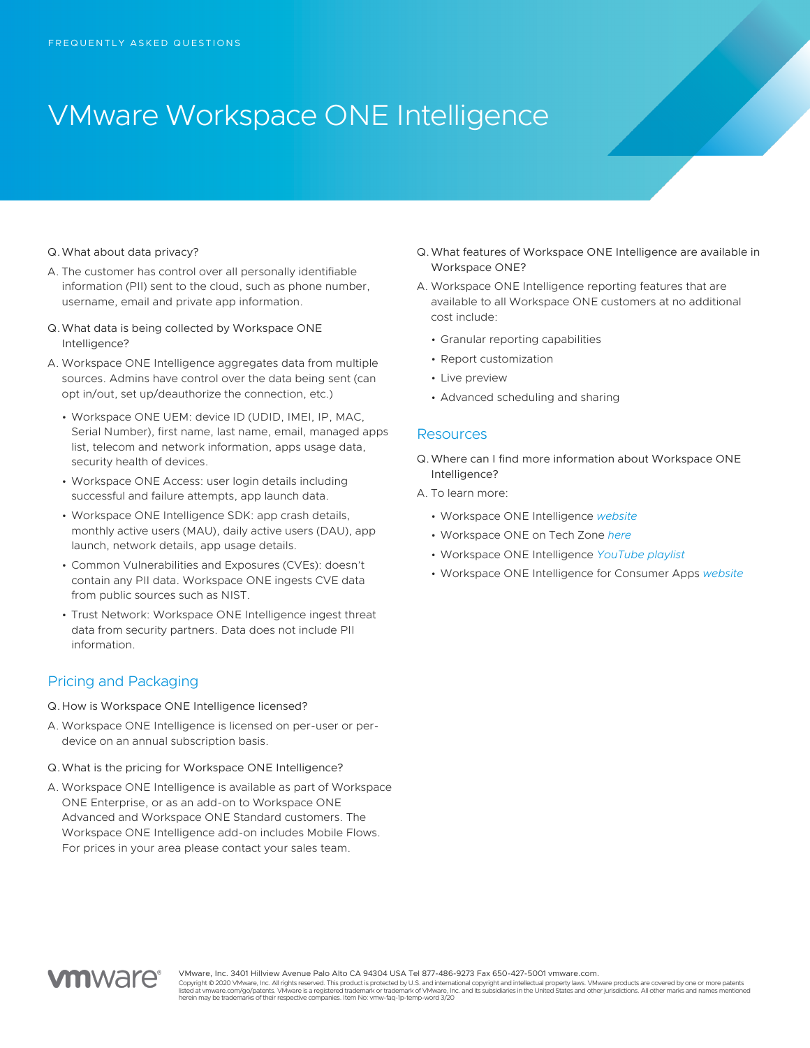FREQUENTLY ASKED QUESTIONS

# VMware Workspace ONE Intelligence

Q. What about data privacy?

A. The customer has control over all personally identifiable information (PII) sent to the cloud, such as phone number, username, email and private app information.

Q. What data is being collected by Workspace ONE Intelligence?

A. Workspace ONE Intelligence aggregates data from multiple sources. Admins have control over the data being sent (can opt in/out, set up/deauthorize the connection, etc.)

- Workspace ONE UEM: device ID (UDID, IMEI, IP, MAC, Serial Number), first name, last name, email, managed apps list, telecom and network information, apps usage data, security health of devices.
- Workspace ONE Access: user login details including successful and failure attempts, app launch data.
- Workspace ONE Intelligence SDK: app crash details, monthly active users (MAU), daily active users (DAU), app launch, network details, app usage details.
- Common Vulnerabilities and Exposures (CVEs): doesn't contain any PII data. Workspace ONE ingests CVE data from public sources such as NIST.
- Trust Network: Workspace ONE Intelligence ingest threat data from security partners. Data does not include PII information.

## Pricing and Packaging

Q. How is Workspace ONE Intelligence licensed?

A. Workspace ONE Intelligence is licensed on per-user or per-device on an annual subscription basis.

Q. What is the pricing for Workspace ONE Intelligence?

A. Workspace ONE Intelligence is available as part of Workspace ONE Enterprise, or as an add-on to Workspace ONE Advanced and Workspace ONE Standard customers. The Workspace ONE Intelligence add-on includes Mobile Flows. For prices in your area please contact your sales team.

Q. What features of Workspace ONE Intelligence are available in Workspace ONE?

A. Workspace ONE Intelligence reporting features that are available to all Workspace ONE customers at no additional cost include:

- Granular reporting capabilities
- Report customization
- Live preview
- Advanced scheduling and sharing

## Resources

Q. Where can I find more information about Workspace ONE Intelligence?

A. To learn more:

- Workspace ONE Intelligence *website*
- Workspace ONE on Tech Zone *here*
- Workspace ONE Intelligence *YouTube playlist*
- Workspace ONE Intelligence for Consumer Apps *website*

VMware, Inc. 3401 Hillview Avenue Palo Alto CA 94304 USA Tel 877-486-9273 Fax 650-427-5001 vmware.com.
Copyright © 2020 VMware, Inc. All rights reserved. This product is protected by U.S. and international copyright and intellectual property laws. VMware products are covered by one or more patents listed at vmware.com/go/patents. VMware is a registered trademark or trademark of VMware, Inc. and its subsidiaries in the United States and other jurisdictions. All other marks and names mentioned herein may be trademarks of their respective companies. Item No: vmw-faq-1p-temp-word 3/20